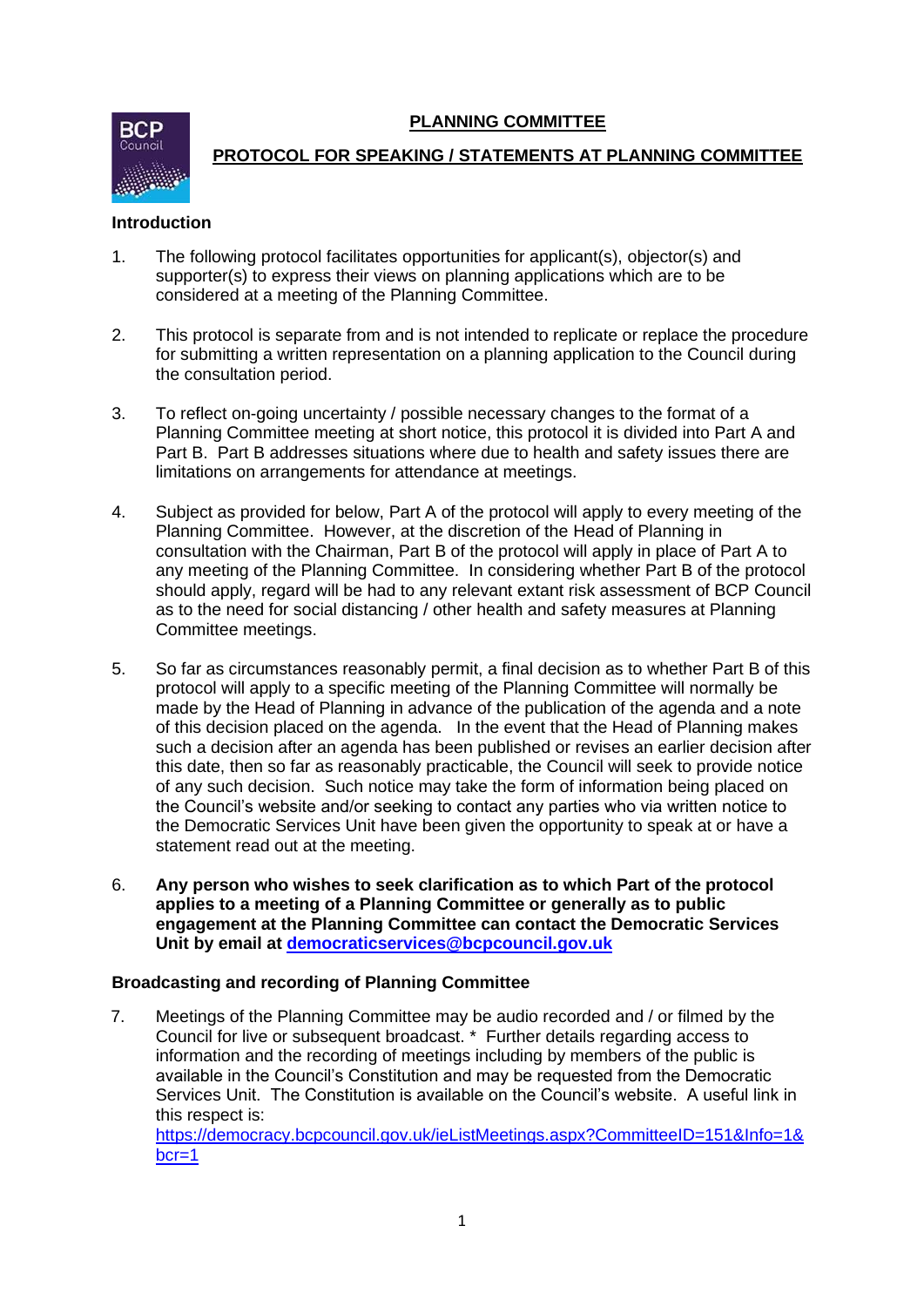# PLANNING COMMITTEE

## PROTOCOL FOR SPEAKING / STATEMENTS AT PLANNING COMMITTEE

### Introduction

1. The following protocol facilitates opportunities for applicant(s), objector(s) and supporter(s) to express their views on planning applications which are to be considered at a meeting of the Planning Committee.

2. This protocol is separate from and is not intended to replicate or replace the procedure for submitting a written representation on a planning application to the Council during the consultation period.

3. To reflect on-going uncertainty / possible necessary changes to the format of a Planning Committee meeting at short notice, this protocol it is divided into Part A and Part B. Part B addresses situations where due to health and safety issues there are limitations on arrangements for attendance at meetings.

4. Subject as provided for below, Part A of the protocol will apply to every meeting of the Planning Committee. However, at the discretion of the Head of Planning in consultation with the Chairman, Part B of the protocol will apply in place of Part A to any meeting of the Planning Committee. In considering whether Part B of the protocol should apply, regard will be had to any relevant extant risk assessment of BCP Council as to the need for social distancing / other health and safety measures at Planning Committee meetings.

5. So far as circumstances reasonably permit, a final decision as to whether Part B of this protocol will apply to a specific meeting of the Planning Committee will normally be made by the Head of Planning in advance of the publication of the agenda and a note of this decision placed on the agenda. In the event that the Head of Planning makes such a decision after an agenda has been published or revises an earlier decision after this date, then so far as reasonably practicable, the Council will seek to provide notice of any such decision. Such notice may take the form of information being placed on the Council's website and/or seeking to contact any parties who via written notice to the Democratic Services Unit have been given the opportunity to speak at or have a statement read out at the meeting.

6. **Any person who wishes to seek clarification as to which Part of the protocol applies to a meeting of a Planning Committee or generally as to public engagement at the Planning Committee can contact the Democratic Services Unit by email at [democraticservices@bcpcouncil.gov.uk](mailto:democraticservices@bcpcouncil.gov.uk)**

### Broadcasting and recording of Planning Committee

7. Meetings of the Planning Committee may be audio recorded and / or filmed by the Council for live or subsequent broadcast. * Further details regarding access to information and the recording of meetings including by members of the public is available in the Council's Constitution and may be requested from the Democratic Services Unit. The Constitution is available on the Council's website. A useful link in this respect is: [https://democracy.bcpcouncil.gov.uk/ieListMeetings.aspx?CommitteeID=151&Info=1&bcr=1](https://democracy.bcpcouncil.gov.uk/ieListMeetings.aspx?CommitteeID=151&Info=1&bcr=1)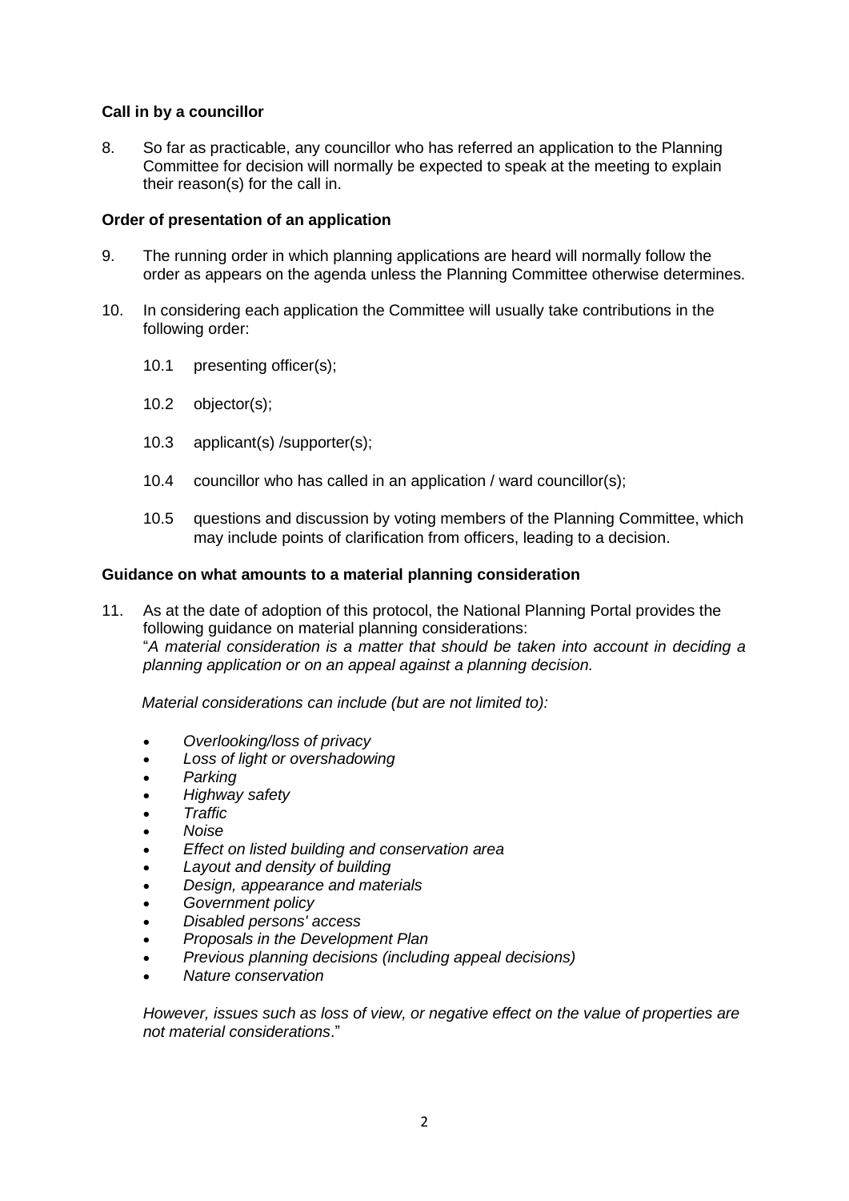**Call in by a councillor**

8. So far as practicable, any councillor who has referred an application to the Planning Committee for decision will normally be expected to speak at the meeting to explain their reason(s) for the call in.

**Order of presentation of an application**

9. The running order in which planning applications are heard will normally follow the order as appears on the agenda unless the Planning Committee otherwise determines.

10. In considering each application the Committee will usually take contributions in the following order:

    10.1 presenting officer(s);

    10.2 objector(s);

    10.3 applicant(s) /supporter(s);

    10.4 councillor who has called in an application / ward councillor(s);

    10.5 questions and discussion by voting members of the Planning Committee, which may include points of clarification from officers, leading to a decision.

**Guidance on what amounts to a material planning consideration**

11. As at the date of adoption of this protocol, the National Planning Portal provides the following guidance on material planning considerations:
"*A material consideration is a matter that should be taken into account in deciding a planning application or on an appeal against a planning decision.*

*Material considerations can include (but are not limited to):*

- *Overlooking/loss of privacy*
- *Loss of light or overshadowing*
- *Parking*
- *Highway safety*
- *Traffic*
- *Noise*
- *Effect on listed building and conservation area*
- *Layout and density of building*
- *Design, appearance and materials*
- *Government policy*
- *Disabled persons' access*
- *Proposals in the Development Plan*
- *Previous planning decisions (including appeal decisions)*
- *Nature conservation*

*However, issues such as loss of view, or negative effect on the value of properties are not material considerations*."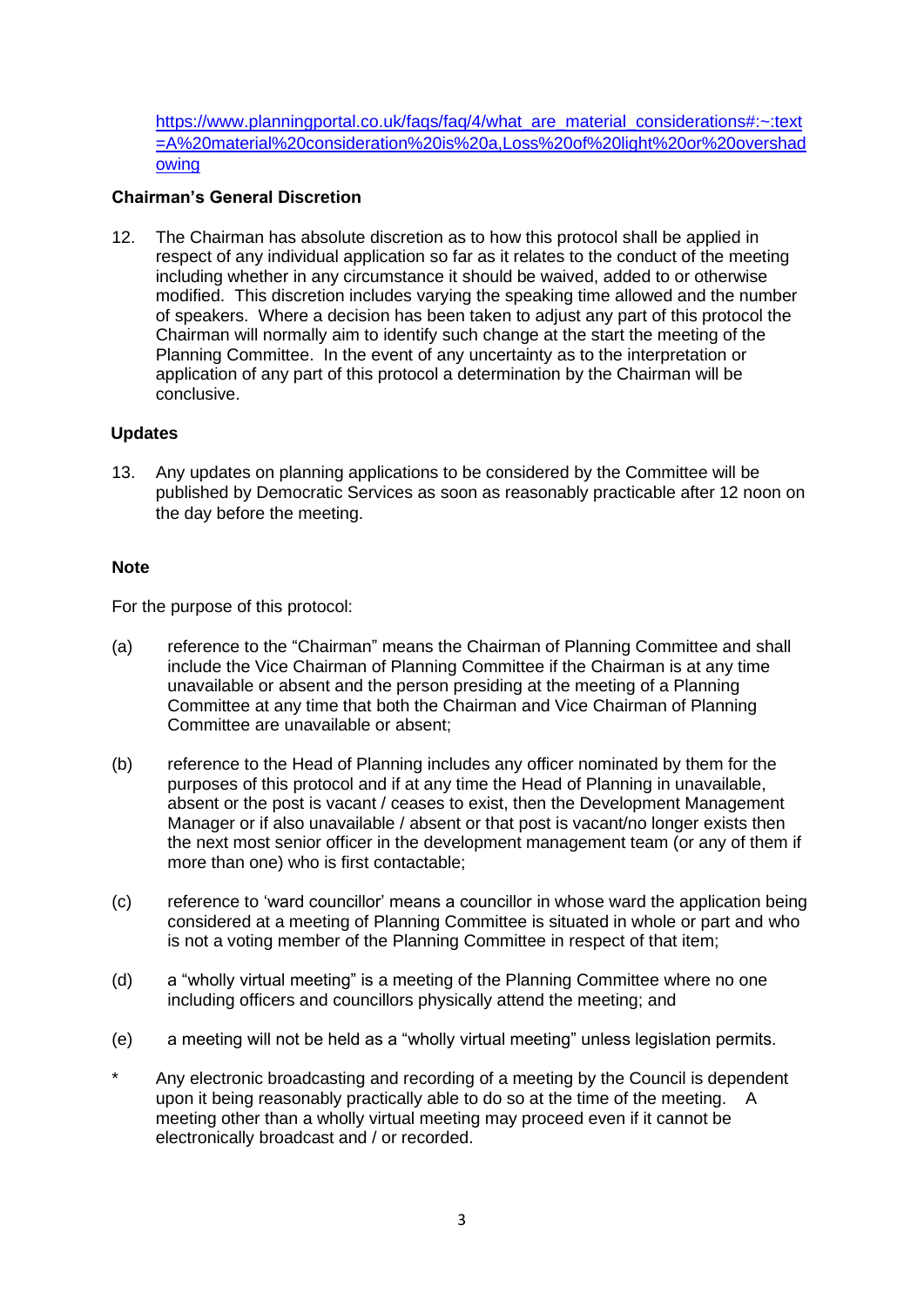[https://www.planningportal.co.uk/faqs/faq/4/what_are_material_considerations#:~:text=A%20material%20consideration%20is%20a,Loss%20of%20light%20or%20overshadowing](https://www.planningportal.co.uk/faqs/faq/4/what_are_material_considerations#:~:text=A%20material%20consideration%20is%20a,Loss%20of%20light%20or%20overshadowing)

**Chairman's General Discretion**

12. The Chairman has absolute discretion as to how this protocol shall be applied in respect of any individual application so far as it relates to the conduct of the meeting including whether in any circumstance it should be waived, added to or otherwise modified. This discretion includes varying the speaking time allowed and the number of speakers. Where a decision has been taken to adjust any part of this protocol the Chairman will normally aim to identify such change at the start the meeting of the Planning Committee. In the event of any uncertainty as to the interpretation or application of any part of this protocol a determination by the Chairman will be conclusive.

**Updates**

13. Any updates on planning applications to be considered by the Committee will be published by Democratic Services as soon as reasonably practicable after 12 noon on the day before the meeting.

**Note**

For the purpose of this protocol:

(a) reference to the "Chairman" means the Chairman of Planning Committee and shall include the Vice Chairman of Planning Committee if the Chairman is at any time unavailable or absent and the person presiding at the meeting of a Planning Committee at any time that both the Chairman and Vice Chairman of Planning Committee are unavailable or absent;

(b) reference to the Head of Planning includes any officer nominated by them for the purposes of this protocol and if at any time the Head of Planning in unavailable, absent or the post is vacant / ceases to exist, then the Development Management Manager or if also unavailable / absent or that post is vacant/no longer exists then the next most senior officer in the development management team (or any of them if more than one) who is first contactable;

(c) reference to 'ward councillor' means a councillor in whose ward the application being considered at a meeting of Planning Committee is situated in whole or part and who is not a voting member of the Planning Committee in respect of that item;

(d) a "wholly virtual meeting" is a meeting of the Planning Committee where no one including officers and councillors physically attend the meeting; and

(e) a meeting will not be held as a "wholly virtual meeting" unless legislation permits.

\* Any electronic broadcasting and recording of a meeting by the Council is dependent upon it being reasonably practically able to do so at the time of the meeting. A meeting other than a wholly virtual meeting may proceed even if it cannot be electronically broadcast and / or recorded.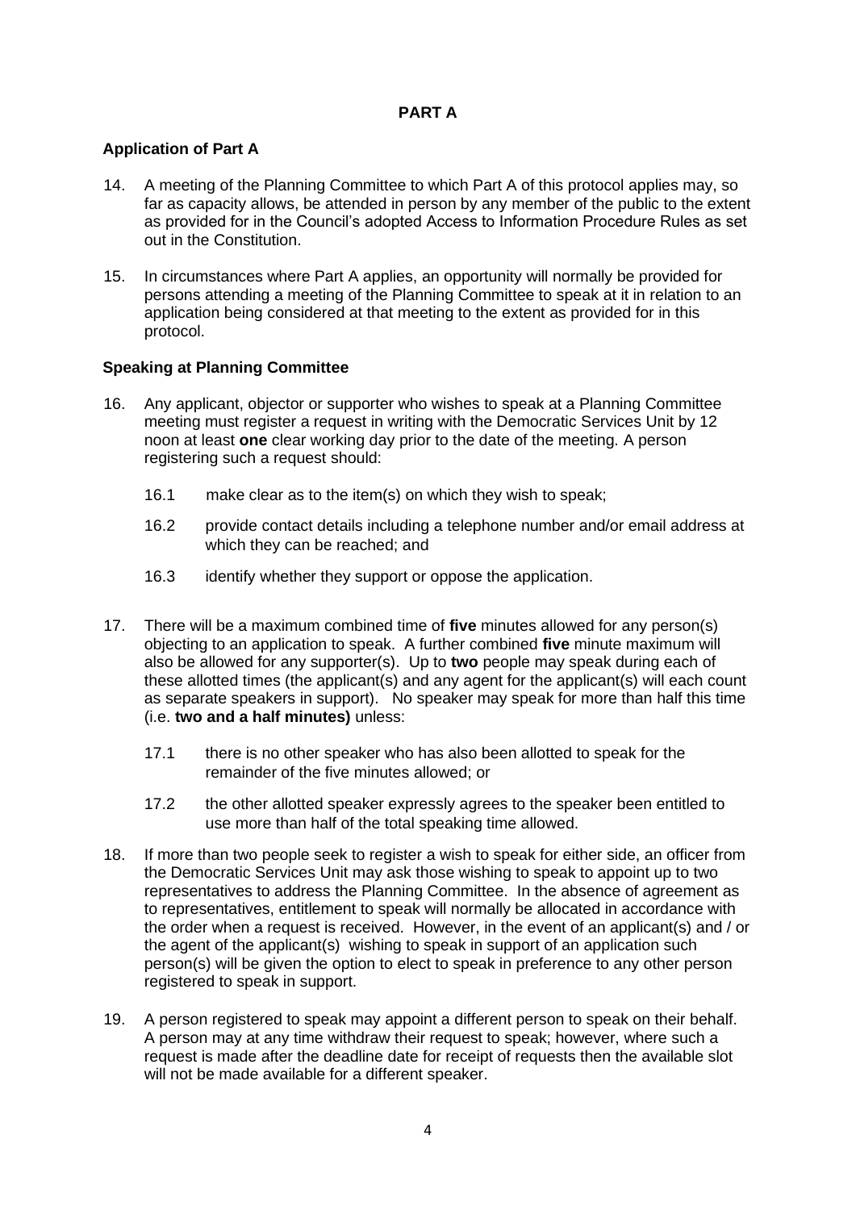## PART A

### Application of Part A

14. A meeting of the Planning Committee to which Part A of this protocol applies may, so far as capacity allows, be attended in person by any member of the public to the extent as provided for in the Council's adopted Access to Information Procedure Rules as set out in the Constitution.

15. In circumstances where Part A applies, an opportunity will normally be provided for persons attending a meeting of the Planning Committee to speak at it in relation to an application being considered at that meeting to the extent as provided for in this protocol.

### Speaking at Planning Committee

16. Any applicant, objector or supporter who wishes to speak at a Planning Committee meeting must register a request in writing with the Democratic Services Unit by 12 noon at least **one** clear working day prior to the date of the meeting. A person registering such a request should:

    16.1 make clear as to the item(s) on which they wish to speak;

    16.2 provide contact details including a telephone number and/or email address at which they can be reached; and

    16.3 identify whether they support or oppose the application.

17. There will be a maximum combined time of **five** minutes allowed for any person(s) objecting to an application to speak. A further combined **five** minute maximum will also be allowed for any supporter(s). Up to **two** people may speak during each of these allotted times (the applicant(s) and any agent for the applicant(s) will each count as separate speakers in support). No speaker may speak for more than half this time (i.e. **two and a half minutes)** unless:

    17.1 there is no other speaker who has also been allotted to speak for the remainder of the five minutes allowed; or

    17.2 the other allotted speaker expressly agrees to the speaker been entitled to use more than half of the total speaking time allowed.

18. If more than two people seek to register a wish to speak for either side, an officer from the Democratic Services Unit may ask those wishing to speak to appoint up to two representatives to address the Planning Committee. In the absence of agreement as to representatives, entitlement to speak will normally be allocated in accordance with the order when a request is received. However, in the event of an applicant(s) and / or the agent of the applicant(s) wishing to speak in support of an application such person(s) will be given the option to elect to speak in preference to any other person registered to speak in support.

19. A person registered to speak may appoint a different person to speak on their behalf. A person may at any time withdraw their request to speak; however, where such a request is made after the deadline date for receipt of requests then the available slot will not be made available for a different speaker.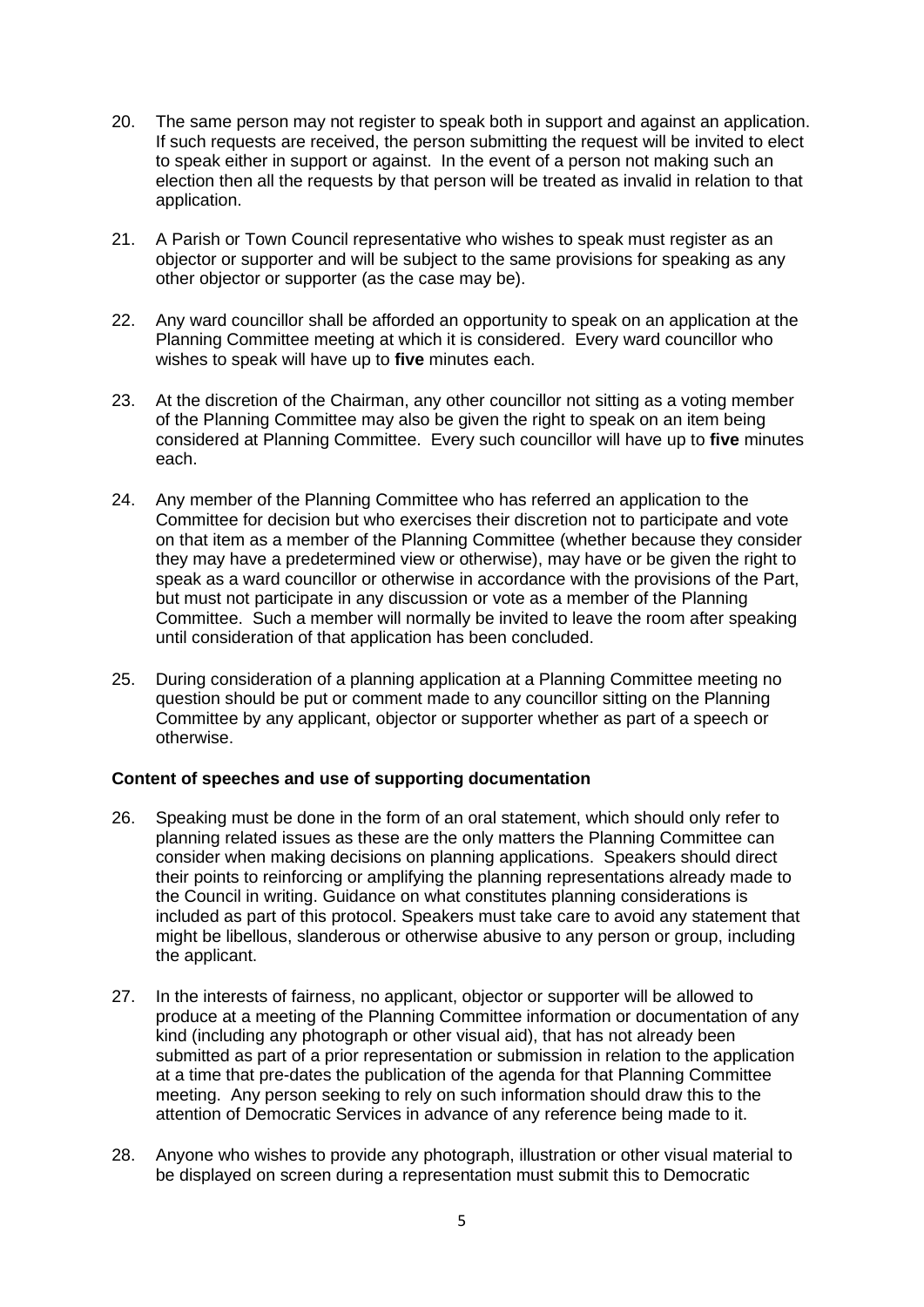20. The same person may not register to speak both in support and against an application. If such requests are received, the person submitting the request will be invited to elect to speak either in support or against. In the event of a person not making such an election then all the requests by that person will be treated as invalid in relation to that application.

21. A Parish or Town Council representative who wishes to speak must register as an objector or supporter and will be subject to the same provisions for speaking as any other objector or supporter (as the case may be).

22. Any ward councillor shall be afforded an opportunity to speak on an application at the Planning Committee meeting at which it is considered. Every ward councillor who wishes to speak will have up to **five** minutes each.

23. At the discretion of the Chairman, any other councillor not sitting as a voting member of the Planning Committee may also be given the right to speak on an item being considered at Planning Committee. Every such councillor will have up to **five** minutes each.

24. Any member of the Planning Committee who has referred an application to the Committee for decision but who exercises their discretion not to participate and vote on that item as a member of the Planning Committee (whether because they consider they may have a predetermined view or otherwise), may have or be given the right to speak as a ward councillor or otherwise in accordance with the provisions of the Part, but must not participate in any discussion or vote as a member of the Planning Committee. Such a member will normally be invited to leave the room after speaking until consideration of that application has been concluded.

25. During consideration of a planning application at a Planning Committee meeting no question should be put or comment made to any councillor sitting on the Planning Committee by any applicant, objector or supporter whether as part of a speech or otherwise.

**Content of speeches and use of supporting documentation**

26. Speaking must be done in the form of an oral statement, which should only refer to planning related issues as these are the only matters the Planning Committee can consider when making decisions on planning applications. Speakers should direct their points to reinforcing or amplifying the planning representations already made to the Council in writing. Guidance on what constitutes planning considerations is included as part of this protocol. Speakers must take care to avoid any statement that might be libellous, slanderous or otherwise abusive to any person or group, including the applicant.

27. In the interests of fairness, no applicant, objector or supporter will be allowed to produce at a meeting of the Planning Committee information or documentation of any kind (including any photograph or other visual aid), that has not already been submitted as part of a prior representation or submission in relation to the application at a time that pre-dates the publication of the agenda for that Planning Committee meeting. Any person seeking to rely on such information should draw this to the attention of Democratic Services in advance of any reference being made to it.

28. Anyone who wishes to provide any photograph, illustration or other visual material to be displayed on screen during a representation must submit this to Democratic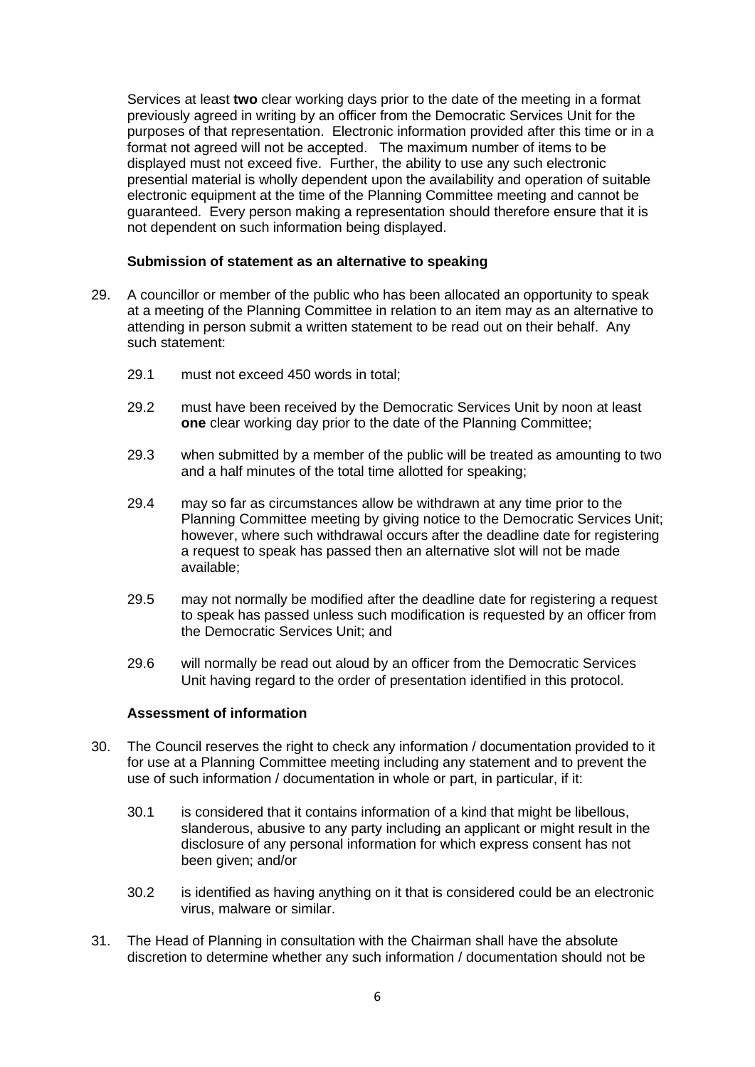Services at least **two** clear working days prior to the date of the meeting in a format previously agreed in writing by an officer from the Democratic Services Unit for the purposes of that representation. Electronic information provided after this time or in a format not agreed will not be accepted. The maximum number of items to be displayed must not exceed five. Further, the ability to use any such electronic presential material is wholly dependent upon the availability and operation of suitable electronic equipment at the time of the Planning Committee meeting and cannot be guaranteed. Every person making a representation should therefore ensure that it is not dependent on such information being displayed.

**Submission of statement as an alternative to speaking**

29. A councillor or member of the public who has been allocated an opportunity to speak at a meeting of the Planning Committee in relation to an item may as an alternative to attending in person submit a written statement to be read out on their behalf. Any such statement:

    29.1 must not exceed 450 words in total;

    29.2 must have been received by the Democratic Services Unit by noon at least **one** clear working day prior to the date of the Planning Committee;

    29.3 when submitted by a member of the public will be treated as amounting to two and a half minutes of the total time allotted for speaking;

    29.4 may so far as circumstances allow be withdrawn at any time prior to the Planning Committee meeting by giving notice to the Democratic Services Unit; however, where such withdrawal occurs after the deadline date for registering a request to speak has passed then an alternative slot will not be made available;

    29.5 may not normally be modified after the deadline date for registering a request to speak has passed unless such modification is requested by an officer from the Democratic Services Unit; and

    29.6 will normally be read out aloud by an officer from the Democratic Services Unit having regard to the order of presentation identified in this protocol.

**Assessment of information**

30. The Council reserves the right to check any information / documentation provided to it for use at a Planning Committee meeting including any statement and to prevent the use of such information / documentation in whole or part, in particular, if it:

    30.1 is considered that it contains information of a kind that might be libellous, slanderous, abusive to any party including an applicant or might result in the disclosure of any personal information for which express consent has not been given; and/or

    30.2 is identified as having anything on it that is considered could be an electronic virus, malware or similar.

31. The Head of Planning in consultation with the Chairman shall have the absolute discretion to determine whether any such information / documentation should not be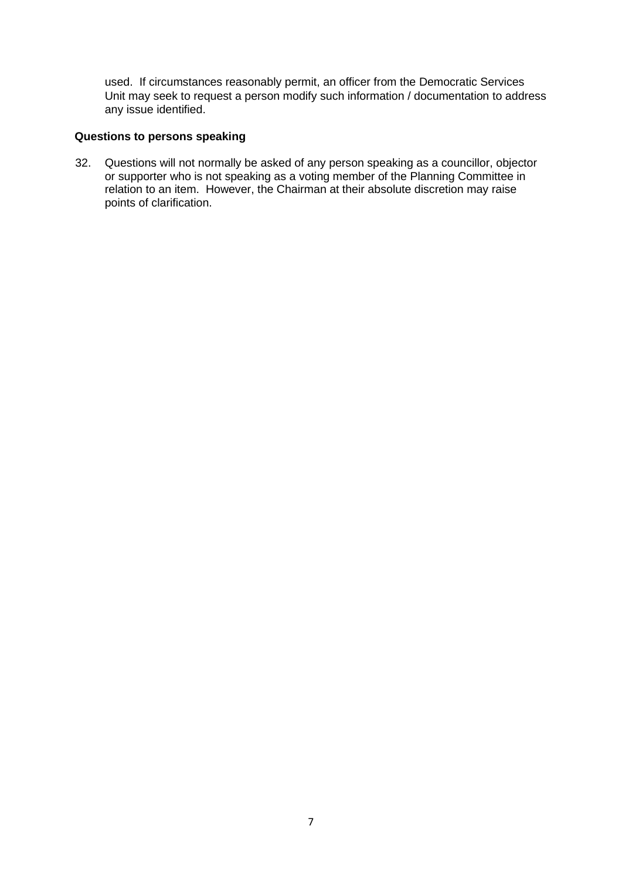used. If circumstances reasonably permit, an officer from the Democratic Services Unit may seek to request a person modify such information / documentation to address any issue identified.

**Questions to persons speaking**

32. Questions will not normally be asked of any person speaking as a councillor, objector or supporter who is not speaking as a voting member of the Planning Committee in relation to an item. However, the Chairman at their absolute discretion may raise points of clarification.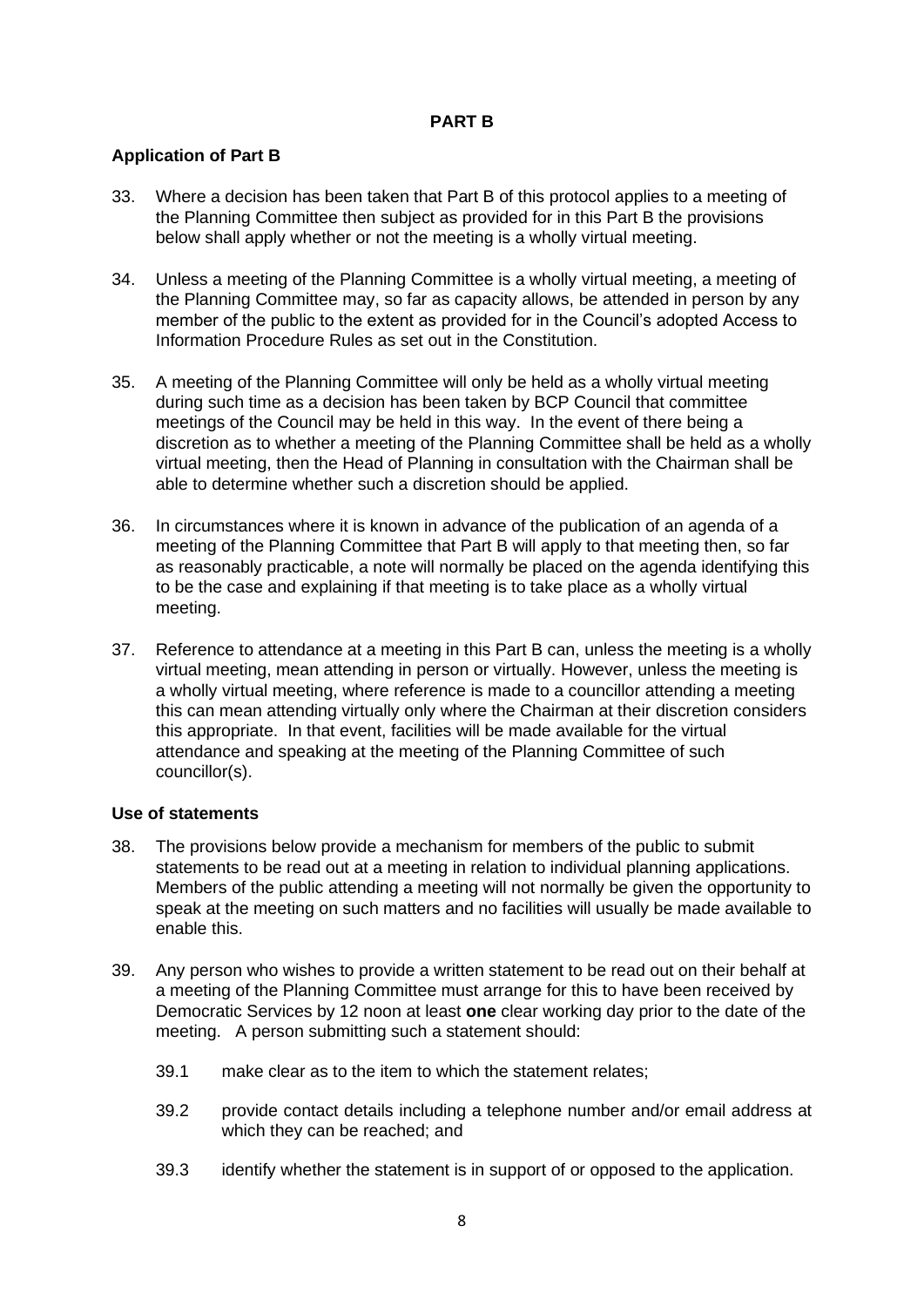## PART B

### Application of Part B

33. Where a decision has been taken that Part B of this protocol applies to a meeting of the Planning Committee then subject as provided for in this Part B the provisions below shall apply whether or not the meeting is a wholly virtual meeting.

34. Unless a meeting of the Planning Committee is a wholly virtual meeting, a meeting of the Planning Committee may, so far as capacity allows, be attended in person by any member of the public to the extent as provided for in the Council's adopted Access to Information Procedure Rules as set out in the Constitution.

35. A meeting of the Planning Committee will only be held as a wholly virtual meeting during such time as a decision has been taken by BCP Council that committee meetings of the Council may be held in this way. In the event of there being a discretion as to whether a meeting of the Planning Committee shall be held as a wholly virtual meeting, then the Head of Planning in consultation with the Chairman shall be able to determine whether such a discretion should be applied.

36. In circumstances where it is known in advance of the publication of an agenda of a meeting of the Planning Committee that Part B will apply to that meeting then, so far as reasonably practicable, a note will normally be placed on the agenda identifying this to be the case and explaining if that meeting is to take place as a wholly virtual meeting.

37. Reference to attendance at a meeting in this Part B can, unless the meeting is a wholly virtual meeting, mean attending in person or virtually. However, unless the meeting is a wholly virtual meeting, where reference is made to a councillor attending a meeting this can mean attending virtually only where the Chairman at their discretion considers this appropriate. In that event, facilities will be made available for the virtual attendance and speaking at the meeting of the Planning Committee of such councillor(s).

### Use of statements

38. The provisions below provide a mechanism for members of the public to submit statements to be read out at a meeting in relation to individual planning applications. Members of the public attending a meeting will not normally be given the opportunity to speak at the meeting on such matters and no facilities will usually be made available to enable this.

39. Any person who wishes to provide a written statement to be read out on their behalf at a meeting of the Planning Committee must arrange for this to have been received by Democratic Services by 12 noon at least **one** clear working day prior to the date of the meeting. A person submitting such a statement should:

    39.1 make clear as to the item to which the statement relates;

    39.2 provide contact details including a telephone number and/or email address at which they can be reached; and

    39.3 identify whether the statement is in support of or opposed to the application.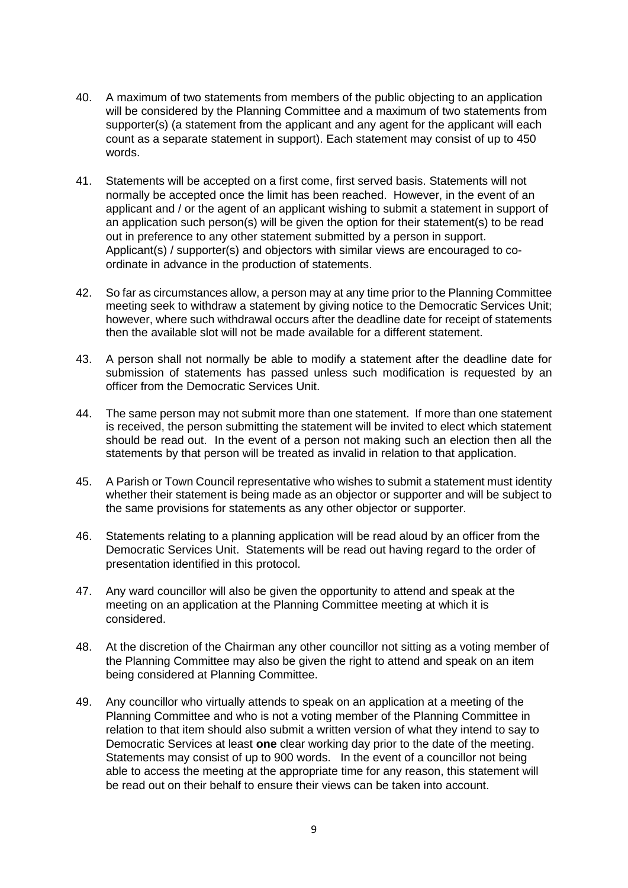40. A maximum of two statements from members of the public objecting to an application will be considered by the Planning Committee and a maximum of two statements from supporter(s) (a statement from the applicant and any agent for the applicant will each count as a separate statement in support). Each statement may consist of up to 450 words.

41. Statements will be accepted on a first come, first served basis. Statements will not normally be accepted once the limit has been reached. However, in the event of an applicant and / or the agent of an applicant wishing to submit a statement in support of an application such person(s) will be given the option for their statement(s) to be read out in preference to any other statement submitted by a person in support. Applicant(s) / supporter(s) and objectors with similar views are encouraged to co-ordinate in advance in the production of statements.

42. So far as circumstances allow, a person may at any time prior to the Planning Committee meeting seek to withdraw a statement by giving notice to the Democratic Services Unit; however, where such withdrawal occurs after the deadline date for receipt of statements then the available slot will not be made available for a different statement.

43. A person shall not normally be able to modify a statement after the deadline date for submission of statements has passed unless such modification is requested by an officer from the Democratic Services Unit.

44. The same person may not submit more than one statement. If more than one statement is received, the person submitting the statement will be invited to elect which statement should be read out. In the event of a person not making such an election then all the statements by that person will be treated as invalid in relation to that application.

45. A Parish or Town Council representative who wishes to submit a statement must identity whether their statement is being made as an objector or supporter and will be subject to the same provisions for statements as any other objector or supporter.

46. Statements relating to a planning application will be read aloud by an officer from the Democratic Services Unit. Statements will be read out having regard to the order of presentation identified in this protocol.

47. Any ward councillor will also be given the opportunity to attend and speak at the meeting on an application at the Planning Committee meeting at which it is considered.

48. At the discretion of the Chairman any other councillor not sitting as a voting member of the Planning Committee may also be given the right to attend and speak on an item being considered at Planning Committee.

49. Any councillor who virtually attends to speak on an application at a meeting of the Planning Committee and who is not a voting member of the Planning Committee in relation to that item should also submit a written version of what they intend to say to Democratic Services at least **one** clear working day prior to the date of the meeting. Statements may consist of up to 900 words. In the event of a councillor not being able to access the meeting at the appropriate time for any reason, this statement will be read out on their behalf to ensure their views can be taken into account.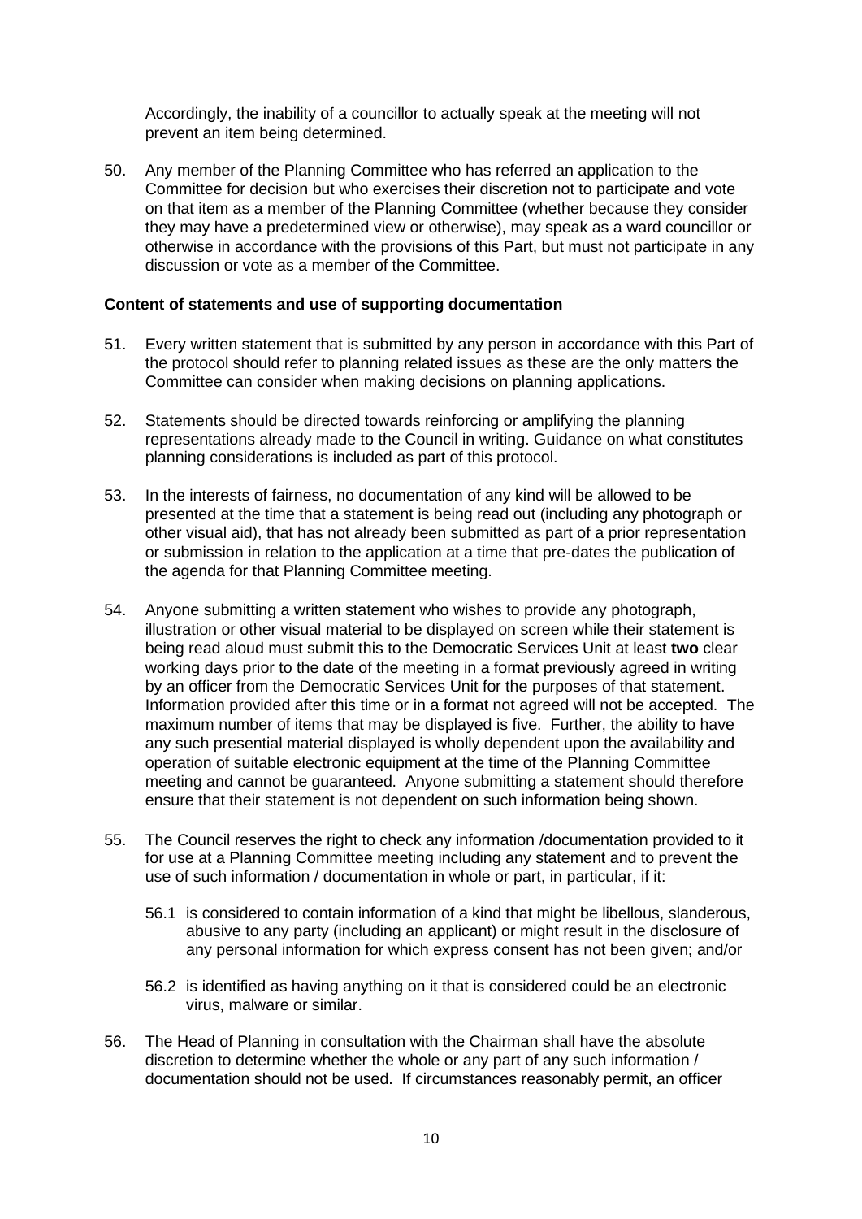Accordingly, the inability of a councillor to actually speak at the meeting will not prevent an item being determined.

50. Any member of the Planning Committee who has referred an application to the Committee for decision but who exercises their discretion not to participate and vote on that item as a member of the Planning Committee (whether because they consider they may have a predetermined view or otherwise), may speak as a ward councillor or otherwise in accordance with the provisions of this Part, but must not participate in any discussion or vote as a member of the Committee.

**Content of statements and use of supporting documentation**

51. Every written statement that is submitted by any person in accordance with this Part of the protocol should refer to planning related issues as these are the only matters the Committee can consider when making decisions on planning applications.

52. Statements should be directed towards reinforcing or amplifying the planning representations already made to the Council in writing. Guidance on what constitutes planning considerations is included as part of this protocol.

53. In the interests of fairness, no documentation of any kind will be allowed to be presented at the time that a statement is being read out (including any photograph or other visual aid), that has not already been submitted as part of a prior representation or submission in relation to the application at a time that pre-dates the publication of the agenda for that Planning Committee meeting.

54. Anyone submitting a written statement who wishes to provide any photograph, illustration or other visual material to be displayed on screen while their statement is being read aloud must submit this to the Democratic Services Unit at least **two** clear working days prior to the date of the meeting in a format previously agreed in writing by an officer from the Democratic Services Unit for the purposes of that statement. Information provided after this time or in a format not agreed will not be accepted. The maximum number of items that may be displayed is five. Further, the ability to have any such presential material displayed is wholly dependent upon the availability and operation of suitable electronic equipment at the time of the Planning Committee meeting and cannot be guaranteed. Anyone submitting a statement should therefore ensure that their statement is not dependent on such information being shown.

55. The Council reserves the right to check any information /documentation provided to it for use at a Planning Committee meeting including any statement and to prevent the use of such information / documentation in whole or part, in particular, if it:

    56.1 is considered to contain information of a kind that might be libellous, slanderous, abusive to any party (including an applicant) or might result in the disclosure of any personal information for which express consent has not been given; and/or

    56.2 is identified as having anything on it that is considered could be an electronic virus, malware or similar.

56. The Head of Planning in consultation with the Chairman shall have the absolute discretion to determine whether the whole or any part of any such information / documentation should not be used. If circumstances reasonably permit, an officer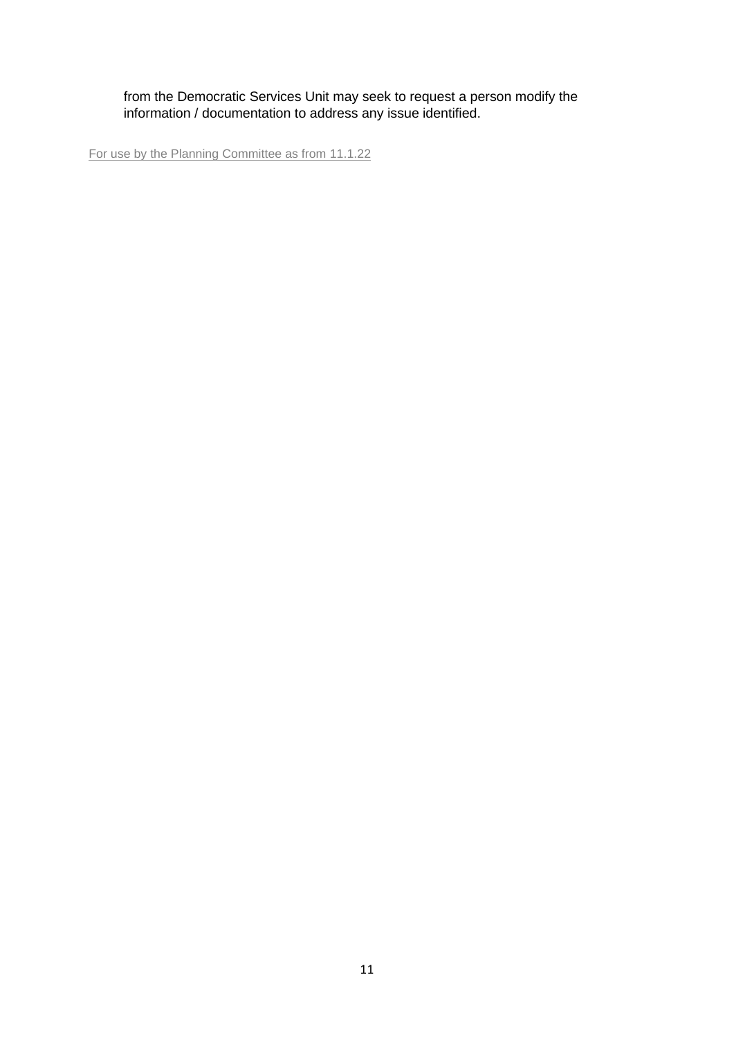from the Democratic Services Unit may seek to request a person modify the information / documentation to address any issue identified.

For use by the Planning Committee as from 11.1.22